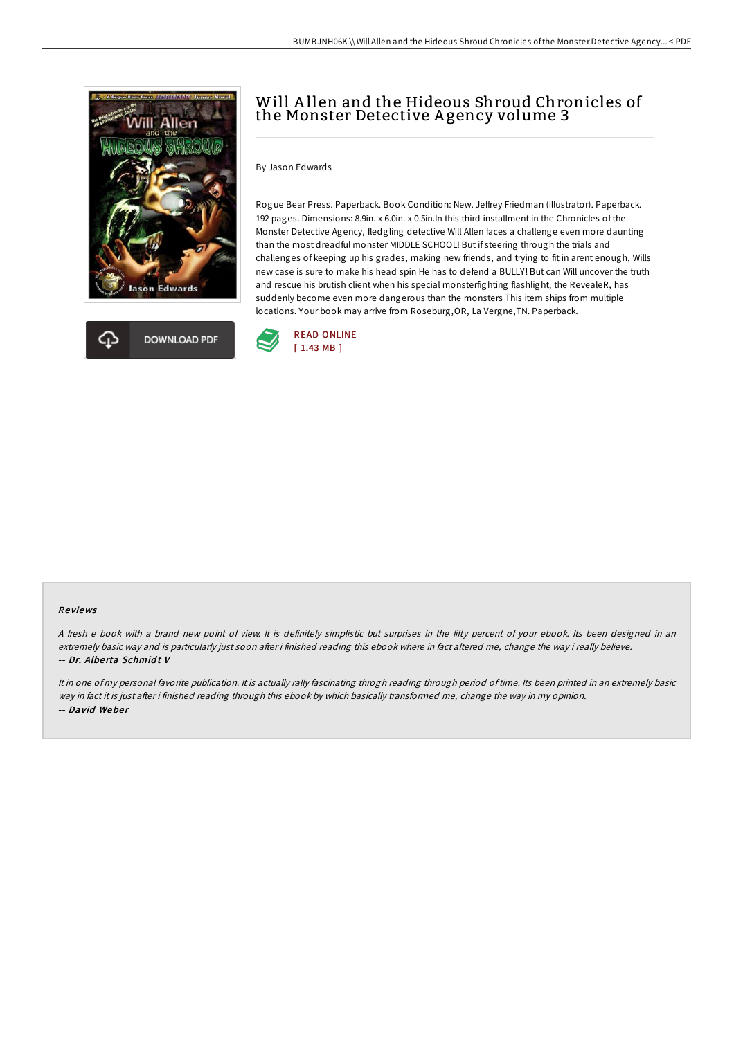# Will Allen and the Hideous Shroud Chronicles of the Monster Detective Agency volume 3

By Jason Edwards

Rogue Bear Press. Paperback. Book Condition: New. Jeffrey Friedman (illustrator). Paperback. 192 pages. Dimensions: 8.9in. x 6.0in. x 0.5in.In this third installment in the Chronicles of the Monster Detective Agency, fledgling detective Will Allen faces a challenge even more daunting than the most dreadful monster MIDDLE SCHOOL! But if steering through the trials and challenges of keeping up his grades, making new friends, and trying to fit in arent enough, Wills new case is sure to make his head spin He has to defend a BULLY! But can Will uncover the truth and rescue his brutish client when his special monsterfighting flashlight, the RevealeR, has suddenly become even more dangerous than the monsters This item ships from multiple locations. Your book may arrive from Roseburg,OR, La Vergne,TN. Paperback.

DOWNLOAD PDF

READ ONLINE
[ 1.43 MB ]

## Reviews

*A fresh e book with a brand new point of view. It is definitely simplistic but surprises in the fifty percent of your ebook. Its been designed in an extremely basic way and is particularly just soon after i finished reading this ebook where in fact altered me, change the way i really believe.*
-- ***Dr. Alberta Schmidt V***

*It in one of my personal favorite publication. It is actually rally fascinating throgh reading through period of time. Its been printed in an extremely basic way in fact it is just after i finished reading through this ebook by which basically transformed me, change the way in my opinion.*
-- ***David Weber***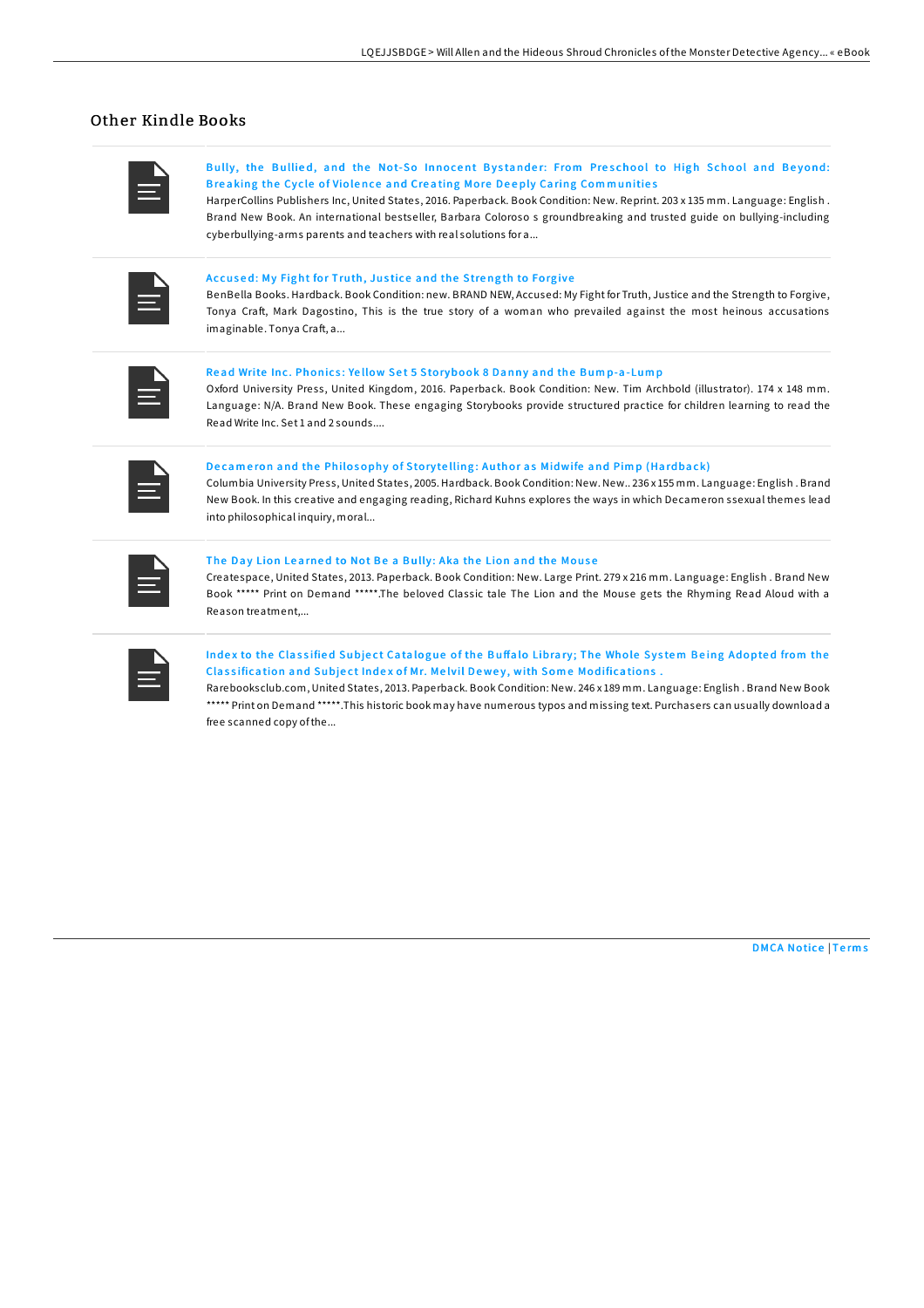## Other Kindle Books

**Bully, the Bullied, and the Not-So Innocent Bystander: From Preschool to High School and Beyond: Breaking the Cycle of Violence and Creating More Deeply Caring Communities**

HarperCollins Publishers Inc, United States, 2016. Paperback. Book Condition: New. Reprint. 203 x 135 mm. Language: English . Brand New Book. An international bestseller, Barbara Coloroso s groundbreaking and trusted guide on bullying-including cyberbullying-arms parents and teachers with real solutions for a...

**Accused: My Fight for Truth, Justice and the Strength to Forgive**

BenBella Books. Hardback. Book Condition: new. BRAND NEW, Accused: My Fight for Truth, Justice and the Strength to Forgive, Tonya Craft, Mark Dagostino, This is the true story of a woman who prevailed against the most heinous accusations imaginable. Tonya Craft, a...

**Read Write Inc. Phonics: Yellow Set 5 Storybook 8 Danny and the Bump-a-Lump**

Oxford University Press, United Kingdom, 2016. Paperback. Book Condition: New. Tim Archbold (illustrator). 174 x 148 mm. Language: N/A. Brand New Book. These engaging Storybooks provide structured practice for children learning to read the Read Write Inc. Set 1 and 2 sounds....

**Decameron and the Philosophy of Storytelling: Author as Midwife and Pimp (Hardback)**

Columbia University Press, United States, 2005. Hardback. Book Condition: New. New.. 236 x 155 mm. Language: English . Brand New Book. In this creative and engaging reading, Richard Kuhns explores the ways in which Decameron ssexual themes lead into philosophical inquiry, moral...

**The Day Lion Learned to Not Be a Bully: Aka the Lion and the Mouse**

Createspace, United States, 2013. Paperback. Book Condition: New. Large Print. 279 x 216 mm. Language: English . Brand New Book ***** Print on Demand *****.The beloved Classic tale The Lion and the Mouse gets the Rhyming Read Aloud with a Reason treatment,...

**Index to the Classified Subject Catalogue of the Buffalo Library; The Whole System Being Adopted from the Classification and Subject Index of Mr. Melvil Dewey, with Some Modifications .**

Rarebooksclub.com, United States, 2013. Paperback. Book Condition: New. 246 x 189 mm. Language: English . Brand New Book ***** Print on Demand *****.This historic book may have numerous typos and missing text. Purchasers can usually download a free scanned copy of the...

DMCA Notice | Terms